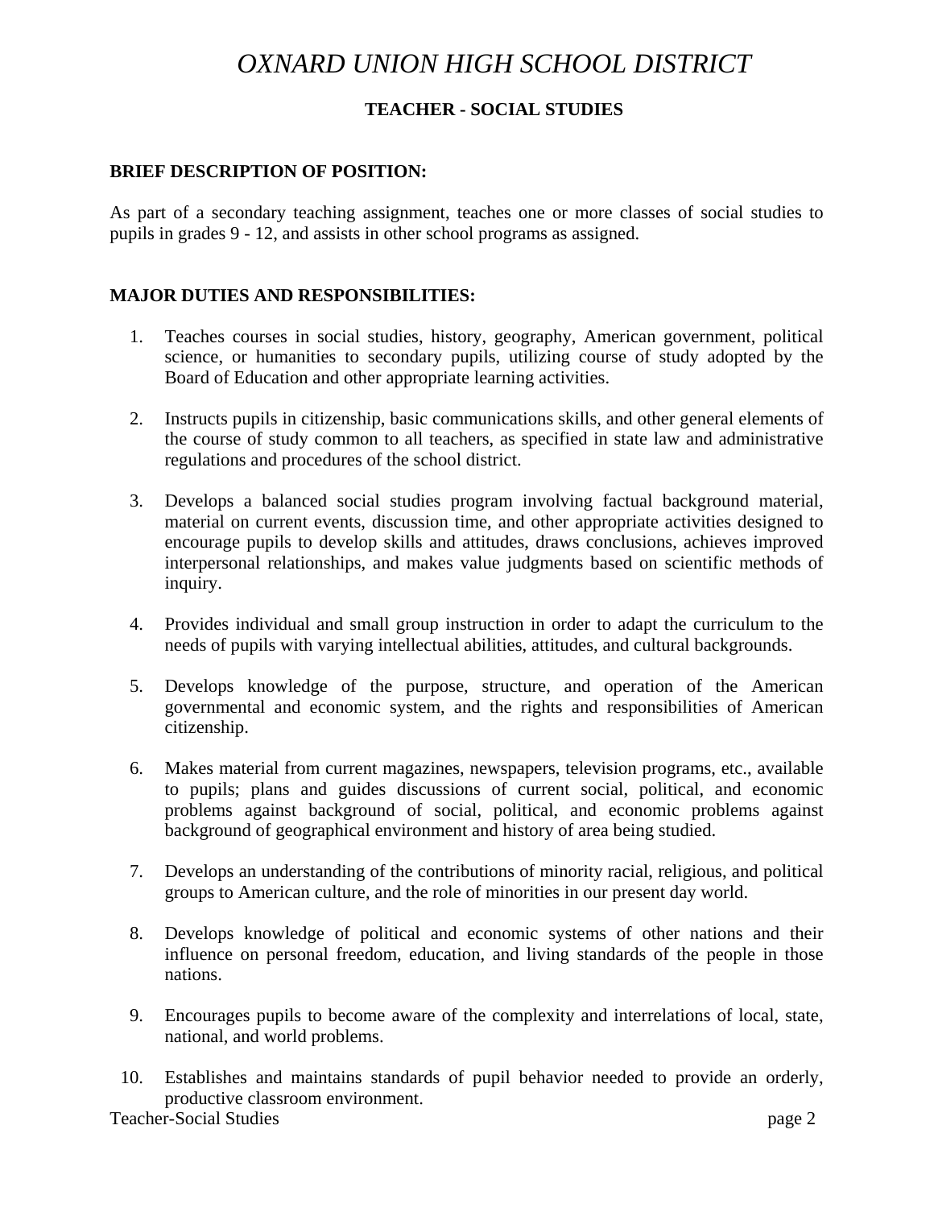# *OXNARD UNION HIGH SCHOOL DISTRICT*

## TEACHER - SOCIAL STUDIES

**BRIEF DESCRIPTION OF POSITION:**

As part of a secondary teaching assignment, teaches one or more classes of social studies to pupils in grades 9 - 12, and assists in other school programs as assigned.

**MAJOR DUTIES AND RESPONSIBILITIES:**

1. Teaches courses in social studies, history, geography, American government, political science, or humanities to secondary pupils, utilizing course of study adopted by the Board of Education and other appropriate learning activities.

2. Instructs pupils in citizenship, basic communications skills, and other general elements of the course of study common to all teachers, as specified in state law and administrative regulations and procedures of the school district.

3. Develops a balanced social studies program involving factual background material, material on current events, discussion time, and other appropriate activities designed to encourage pupils to develop skills and attitudes, draws conclusions, achieves improved interpersonal relationships, and makes value judgments based on scientific methods of inquiry.

4. Provides individual and small group instruction in order to adapt the curriculum to the needs of pupils with varying intellectual abilities, attitudes, and cultural backgrounds.

5. Develops knowledge of the purpose, structure, and operation of the American governmental and economic system, and the rights and responsibilities of American citizenship.

6. Makes material from current magazines, newspapers, television programs, etc., available to pupils; plans and guides discussions of current social, political, and economic problems against background of social, political, and economic problems against background of geographical environment and history of area being studied.

7. Develops an understanding of the contributions of minority racial, religious, and political groups to American culture, and the role of minorities in our present day world.

8. Develops knowledge of political and economic systems of other nations and their influence on personal freedom, education, and living standards of the people in those nations.

9. Encourages pupils to become aware of the complexity and interrelations of local, state, national, and world problems.

10. Establishes and maintains standards of pupil behavior needed to provide an orderly, productive classroom environment.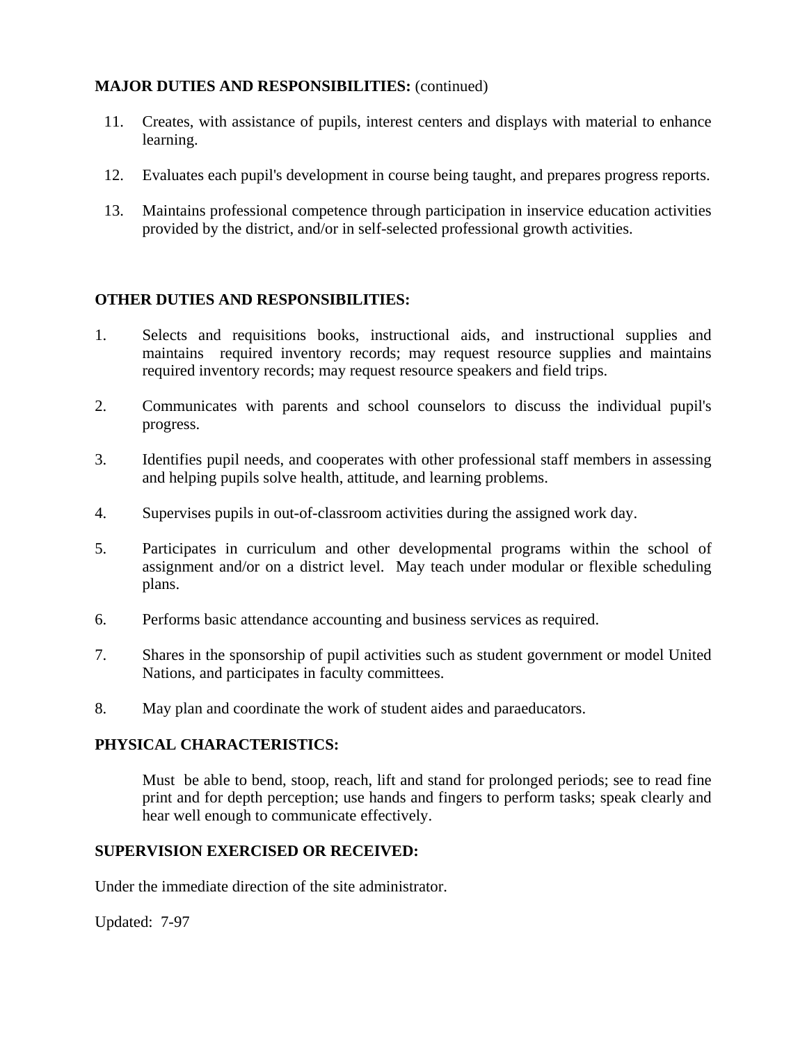**MAJOR DUTIES AND RESPONSIBILITIES:** (continued)

11. Creates, with assistance of pupils, interest centers and displays with material to enhance learning.

12. Evaluates each pupil's development in course being taught, and prepares progress reports.

13. Maintains professional competence through participation in inservice education activities provided by the district, and/or in self-selected professional growth activities.

**OTHER DUTIES AND RESPONSIBILITIES:**

1. Selects and requisitions books, instructional aids, and instructional supplies and maintains required inventory records; may request resource supplies and maintains required inventory records; may request resource speakers and field trips.

2. Communicates with parents and school counselors to discuss the individual pupil's progress.

3. Identifies pupil needs, and cooperates with other professional staff members in assessing and helping pupils solve health, attitude, and learning problems.

4. Supervises pupils in out-of-classroom activities during the assigned work day.

5. Participates in curriculum and other developmental programs within the school of assignment and/or on a district level. May teach under modular or flexible scheduling plans.

6. Performs basic attendance accounting and business services as required.

7. Shares in the sponsorship of pupil activities such as student government or model United Nations, and participates in faculty committees.

8. May plan and coordinate the work of student aides and paraeducators.

**PHYSICAL CHARACTERISTICS:**

Must be able to bend, stoop, reach, lift and stand for prolonged periods; see to read fine print and for depth perception; use hands and fingers to perform tasks; speak clearly and hear well enough to communicate effectively.

**SUPERVISION EXERCISED OR RECEIVED:**

Under the immediate direction of the site administrator.

Updated: 7-97